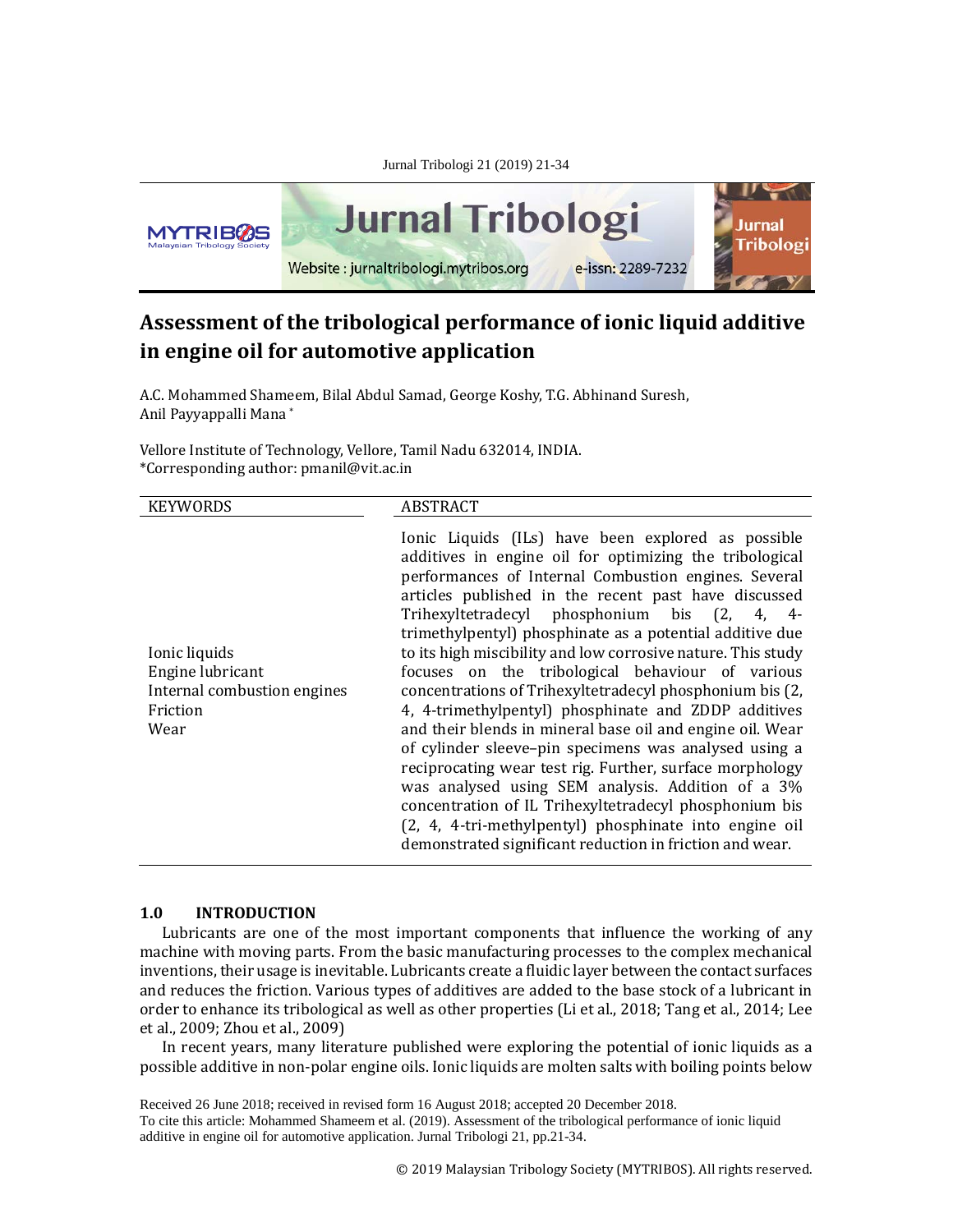# Assessment of the tribological performance of ionic liquid additive in engine oil for automotive application

A.C. Mohammed Shameem, Bilal Abdul Samad, George Koshy, T.G. Abhinand Suresh, Anil Payyappalli Mana *

Vellore Institute of Technology, Vellore, Tamil Nadu 632014, INDIA.
*Corresponding author: pmanil@vit.ac.in

| KEYWORDS | ABSTRACT |
| --- | --- |
| Ionic liquids<br>Engine lubricant<br>Internal combustion engines<br>Friction<br>Wear | Ionic Liquids (ILs) have been explored as possible additives in engine oil for optimizing the tribological performances of Internal Combustion engines. Several articles published in the recent past have discussed Trihexyltetradecyl phosphonium bis (2, 4, 4-trimethylpentyl) phosphinate as a potential additive due to its high miscibility and low corrosive nature. This study focuses on the tribological behaviour of various concentrations of Trihexyltetradecyl phosphonium bis (2, 4, 4-trimethylpentyl) phosphinate and ZDDP additives and their blends in mineral base oil and engine oil. Wear of cylinder sleeve–pin specimens was analysed using a reciprocating wear test rig. Further, surface morphology was analysed using SEM analysis. Addition of a 3% concentration of IL Trihexyltetradecyl phosphonium bis (2, 4, 4-tri-methylpentyl) phosphinate into engine oil demonstrated significant reduction in friction and wear. |

## 1.0 INTRODUCTION

Lubricants are one of the most important components that influence the working of any machine with moving parts. From the basic manufacturing processes to the complex mechanical inventions, their usage is inevitable. Lubricants create a fluidic layer between the contact surfaces and reduces the friction. Various types of additives are added to the base stock of a lubricant in order to enhance its tribological as well as other properties (Li et al., 2018; Tang et al., 2014; Lee et al., 2009; Zhou et al., 2009)

In recent years, many literature published were exploring the potential of ionic liquids as a possible additive in non-polar engine oils. Ionic liquids are molten salts with boiling points below

Received 26 June 2018; received in revised form 16 August 2018; accepted 20 December 2018.
To cite this article: Mohammed Shameem et al. (2019). Assessment of the tribological performance of ionic liquid additive in engine oil for automotive application. Jurnal Tribologi 21, pp.21-34.

© 2019 Malaysian Tribology Society (MYTRIBOS). All rights reserved.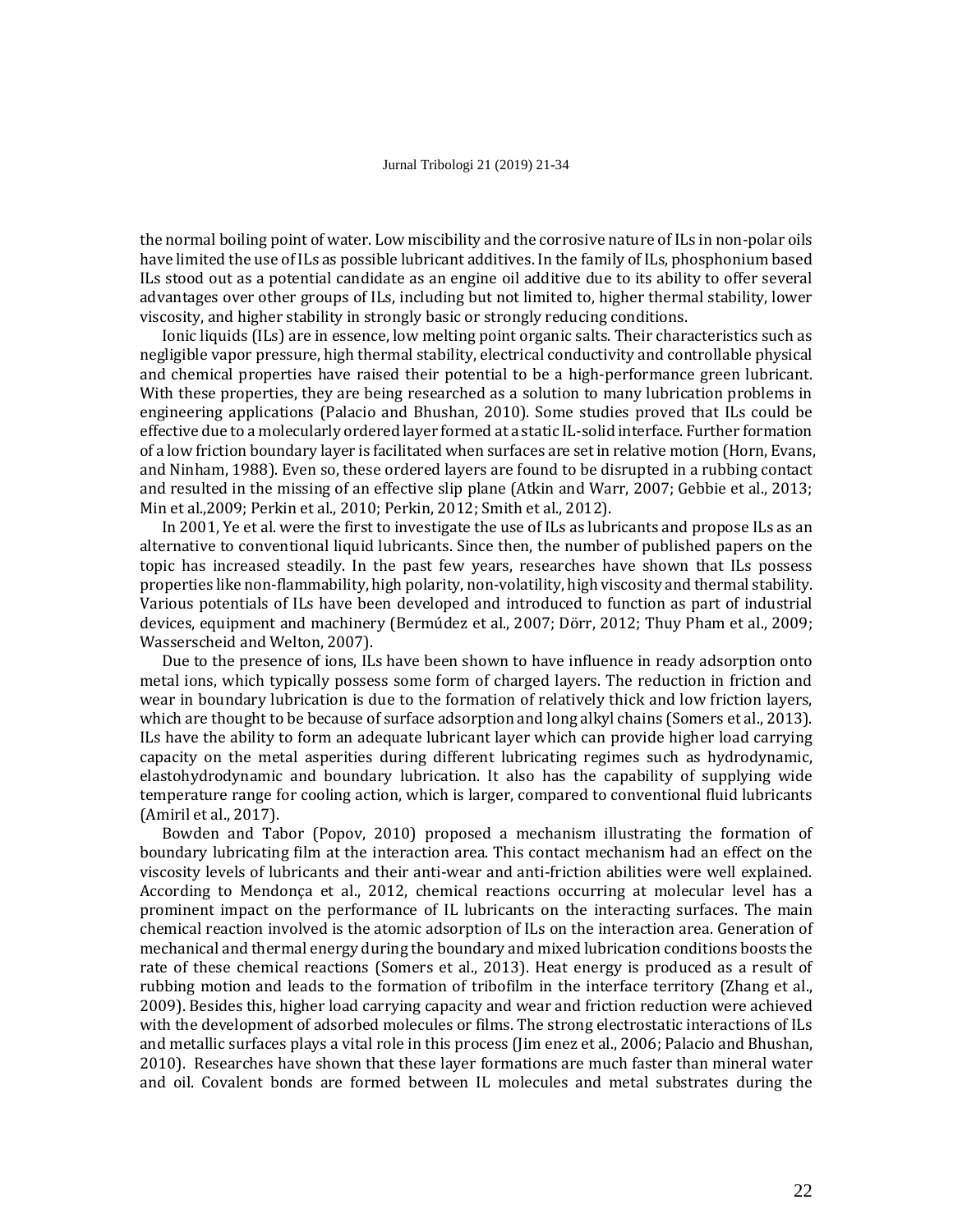the normal boiling point of water. Low miscibility and the corrosive nature of ILs in non-polar oils have limited the use of ILs as possible lubricant additives. In the family of ILs, phosphonium based ILs stood out as a potential candidate as an engine oil additive due to its ability to offer several advantages over other groups of ILs, including but not limited to, higher thermal stability, lower viscosity, and higher stability in strongly basic or strongly reducing conditions.

Ionic liquids (ILs) are in essence, low melting point organic salts. Their characteristics such as negligible vapor pressure, high thermal stability, electrical conductivity and controllable physical and chemical properties have raised their potential to be a high-performance green lubricant. With these properties, they are being researched as a solution to many lubrication problems in engineering applications (Palacio and Bhushan, 2010). Some studies proved that ILs could be effective due to a molecularly ordered layer formed at a static IL-solid interface. Further formation of a low friction boundary layer is facilitated when surfaces are set in relative motion (Horn, Evans, and Ninham, 1988). Even so, these ordered layers are found to be disrupted in a rubbing contact and resulted in the missing of an effective slip plane (Atkin and Warr, 2007; Gebbie et al., 2013; Min et al.,2009; Perkin et al., 2010; Perkin, 2012; Smith et al., 2012).

In 2001, Ye et al. were the first to investigate the use of ILs as lubricants and propose ILs as an alternative to conventional liquid lubricants. Since then, the number of published papers on the topic has increased steadily. In the past few years, researches have shown that ILs possess properties like non-flammability, high polarity, non-volatility, high viscosity and thermal stability. Various potentials of ILs have been developed and introduced to function as part of industrial devices, equipment and machinery (Bermúdez et al., 2007; Dörr, 2012; Thuy Pham et al., 2009; Wasserscheid and Welton, 2007).

Due to the presence of ions, ILs have been shown to have influence in ready adsorption onto metal ions, which typically possess some form of charged layers. The reduction in friction and wear in boundary lubrication is due to the formation of relatively thick and low friction layers, which are thought to be because of surface adsorption and long alkyl chains (Somers et al., 2013). ILs have the ability to form an adequate lubricant layer which can provide higher load carrying capacity on the metal asperities during different lubricating regimes such as hydrodynamic, elastohydrodynamic and boundary lubrication. It also has the capability of supplying wide temperature range for cooling action, which is larger, compared to conventional fluid lubricants (Amiril et al., 2017).

Bowden and Tabor (Popov, 2010) proposed a mechanism illustrating the formation of boundary lubricating film at the interaction area. This contact mechanism had an effect on the viscosity levels of lubricants and their anti-wear and anti-friction abilities were well explained. According to Mendonça et al., 2012, chemical reactions occurring at molecular level has a prominent impact on the performance of IL lubricants on the interacting surfaces. The main chemical reaction involved is the atomic adsorption of ILs on the interaction area. Generation of mechanical and thermal energy during the boundary and mixed lubrication conditions boosts the rate of these chemical reactions (Somers et al., 2013). Heat energy is produced as a result of rubbing motion and leads to the formation of tribofilm in the interface territory (Zhang et al., 2009). Besides this, higher load carrying capacity and wear and friction reduction were achieved with the development of adsorbed molecules or films. The strong electrostatic interactions of ILs and metallic surfaces plays a vital role in this process (Jim enez et al., 2006; Palacio and Bhushan, 2010). Researches have shown that these layer formations are much faster than mineral water and oil. Covalent bonds are formed between IL molecules and metal substrates during the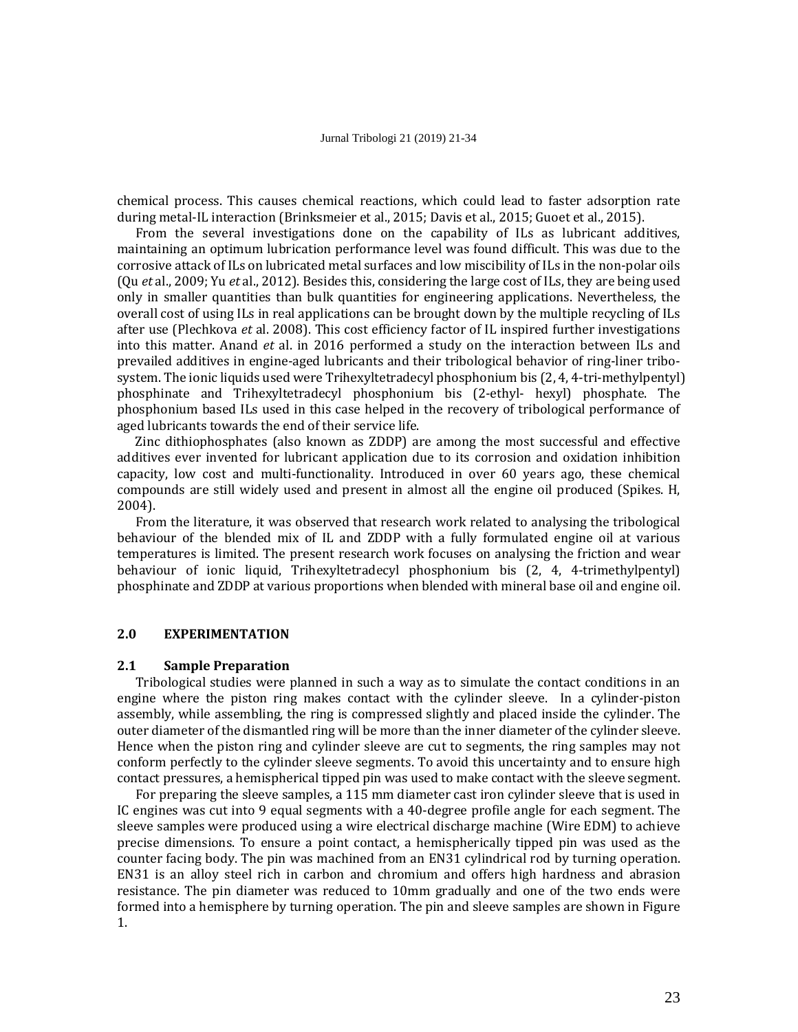chemical process. This causes chemical reactions, which could lead to faster adsorption rate during metal-IL interaction (Brinksmeier et al., 2015; Davis et al., 2015; Guoet et al., 2015).

From the several investigations done on the capability of ILs as lubricant additives, maintaining an optimum lubrication performance level was found difficult. This was due to the corrosive attack of ILs on lubricated metal surfaces and low miscibility of ILs in the non-polar oils (Qu *et* al., 2009; Yu *et* al., 2012). Besides this, considering the large cost of ILs, they are being used only in smaller quantities than bulk quantities for engineering applications. Nevertheless, the overall cost of using ILs in real applications can be brought down by the multiple recycling of ILs after use (Plechkova *et* al. 2008). This cost efficiency factor of IL inspired further investigations into this matter. Anand *et* al. in 2016 performed a study on the interaction between ILs and prevailed additives in engine-aged lubricants and their tribological behavior of ring-liner tribo-system. The ionic liquids used were Trihexyltetradecyl phosphonium bis (2, 4, 4-tri-methylpentyl) phosphinate and Trihexyltetradecyl phosphonium bis (2-ethyl- hexyl) phosphate. The phosphonium based ILs used in this case helped in the recovery of tribological performance of aged lubricants towards the end of their service life.

Zinc dithiophosphates (also known as ZDDP) are among the most successful and effective additives ever invented for lubricant application due to its corrosion and oxidation inhibition capacity, low cost and multi-functionality. Introduced in over 60 years ago, these chemical compounds are still widely used and present in almost all the engine oil produced (Spikes. H, 2004).

From the literature, it was observed that research work related to analysing the tribological behaviour of the blended mix of IL and ZDDP with a fully formulated engine oil at various temperatures is limited. The present research work focuses on analysing the friction and wear behaviour of ionic liquid, Trihexyltetradecyl phosphonium bis (2, 4, 4-trimethylpentyl) phosphinate and ZDDP at various proportions when blended with mineral base oil and engine oil.

## 2.0 EXPERIMENTATION

### 2.1 Sample Preparation

Tribological studies were planned in such a way as to simulate the contact conditions in an engine where the piston ring makes contact with the cylinder sleeve. In a cylinder-piston assembly, while assembling, the ring is compressed slightly and placed inside the cylinder. The outer diameter of the dismantled ring will be more than the inner diameter of the cylinder sleeve. Hence when the piston ring and cylinder sleeve are cut to segments, the ring samples may not conform perfectly to the cylinder sleeve segments. To avoid this uncertainty and to ensure high contact pressures, a hemispherical tipped pin was used to make contact with the sleeve segment.

For preparing the sleeve samples, a 115 mm diameter cast iron cylinder sleeve that is used in IC engines was cut into 9 equal segments with a 40-degree profile angle for each segment. The sleeve samples were produced using a wire electrical discharge machine (Wire EDM) to achieve precise dimensions. To ensure a point contact, a hemispherically tipped pin was used as the counter facing body. The pin was machined from an EN31 cylindrical rod by turning operation. EN31 is an alloy steel rich in carbon and chromium and offers high hardness and abrasion resistance. The pin diameter was reduced to 10mm gradually and one of the two ends were formed into a hemisphere by turning operation. The pin and sleeve samples are shown in Figure 1.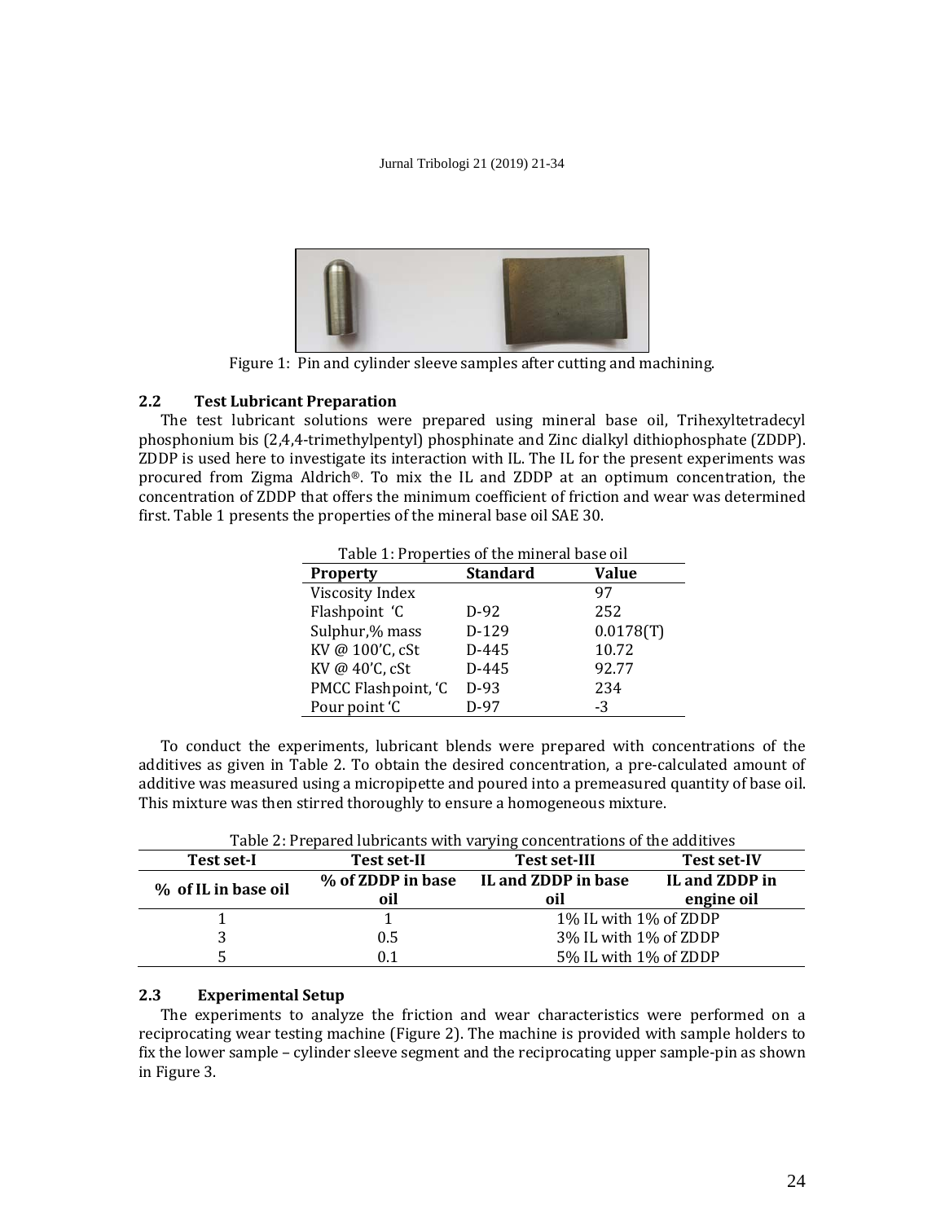Figure 1: Pin and cylinder sleeve samples after cutting and machining.

## 2.2 Test Lubricant Preparation

The test lubricant solutions were prepared using mineral base oil, Trihexyltetradecyl phosphonium bis (2,4,4-trimethylpentyl) phosphinate and Zinc dialkyl dithiophosphate (ZDDP). ZDDP is used here to investigate its interaction with IL. The IL for the present experiments was procured from Zigma Aldrich®. To mix the IL and ZDDP at an optimum concentration, the concentration of ZDDP that offers the minimum coefficient of friction and wear was determined first. Table 1 presents the properties of the mineral base oil SAE 30.

Table 1: Properties of the mineral base oil

| Property | Standard | Value |
|---|---|---|
| Viscosity Index | | 97 |
| Flashpoint 'C | D-92 | 252 |
| Sulphur,% mass | D-129 | 0.0178(T) |
| KV @ 100'C, cSt | D-445 | 10.72 |
| KV @ 40'C, cSt | D-445 | 92.77 |
| PMCC Flashpoint, 'C | D-93 | 234 |
| Pour point 'C | D-97 | -3 |

To conduct the experiments, lubricant blends were prepared with concentrations of the additives as given in Table 2. To obtain the desired concentration, a pre-calculated amount of additive was measured using a micropipette and poured into a premeasured quantity of base oil. This mixture was then stirred thoroughly to ensure a homogeneous mixture.

Table 2: Prepared lubricants with varying concentrations of the additives

| Test set-I | Test set-II | Test set-III | Test set-IV |
|---|---|---|---|
| % of IL in base oil | % of ZDDP in base oil | IL and ZDDP in base oil | IL and ZDDP in engine oil |
| 1 | 1 | 1% IL with 1% of ZDDP | |
| 3 | 0.5 | 3% IL with 1% of ZDDP | |
| 5 | 0.1 | 5% IL with 1% of ZDDP | |

## 2.3 Experimental Setup

The experiments to analyze the friction and wear characteristics were performed on a reciprocating wear testing machine (Figure 2). The machine is provided with sample holders to fix the lower sample – cylinder sleeve segment and the reciprocating upper sample-pin as shown in Figure 3.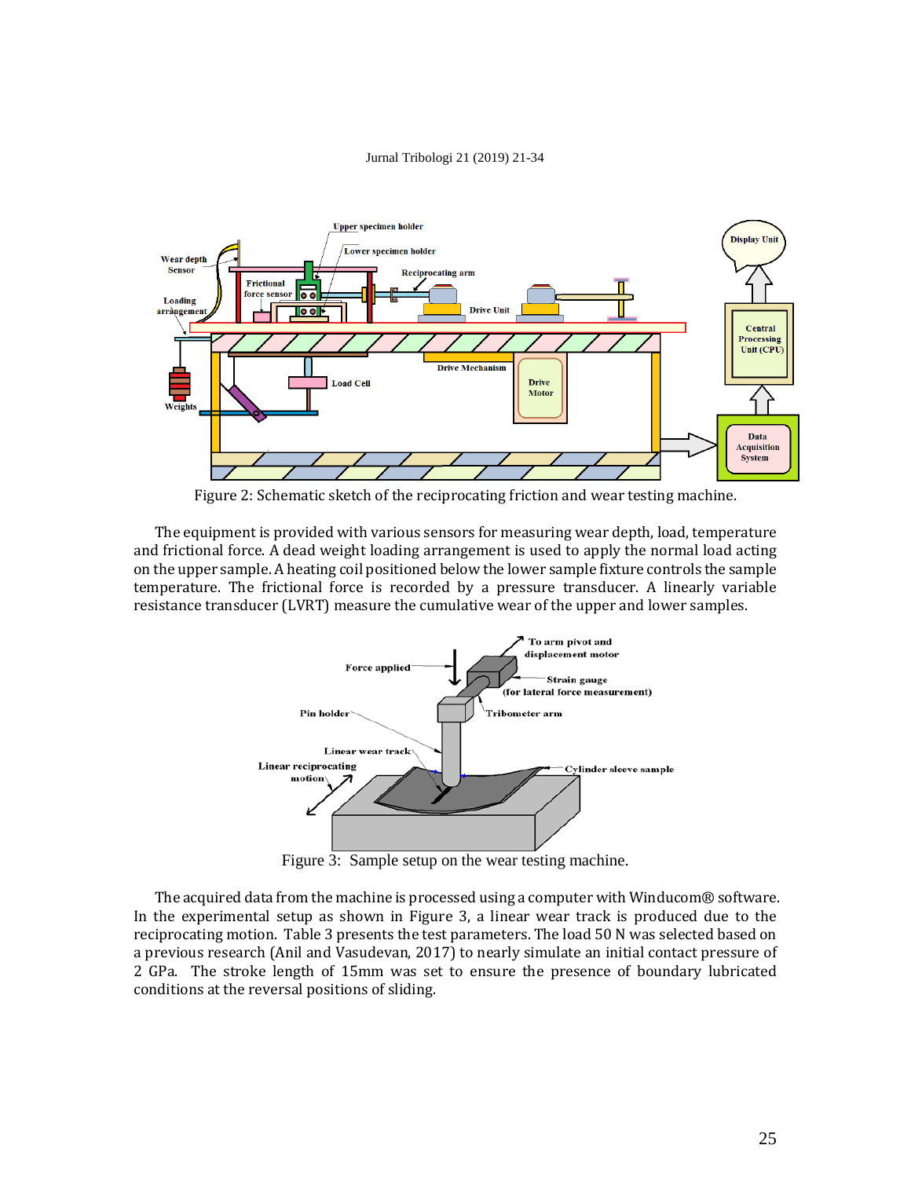Figure 2: Schematic sketch of the reciprocating friction and wear testing machine.

The equipment is provided with various sensors for measuring wear depth, load, temperature and frictional force. A dead weight loading arrangement is used to apply the normal load acting on the upper sample. A heating coil positioned below the lower sample fixture controls the sample temperature. The frictional force is recorded by a pressure transducer. A linearly variable resistance transducer (LVRT) measure the cumulative wear of the upper and lower samples.

Figure 3: Sample setup on the wear testing machine.

The acquired data from the machine is processed using a computer with Winducom® software. In the experimental setup as shown in Figure 3, a linear wear track is produced due to the reciprocating motion. Table 3 presents the test parameters. The load 50 N was selected based on a previous research (Anil and Vasudevan, 2017) to nearly simulate an initial contact pressure of 2 GPa. The stroke length of 15mm was set to ensure the presence of boundary lubricated conditions at the reversal positions of sliding.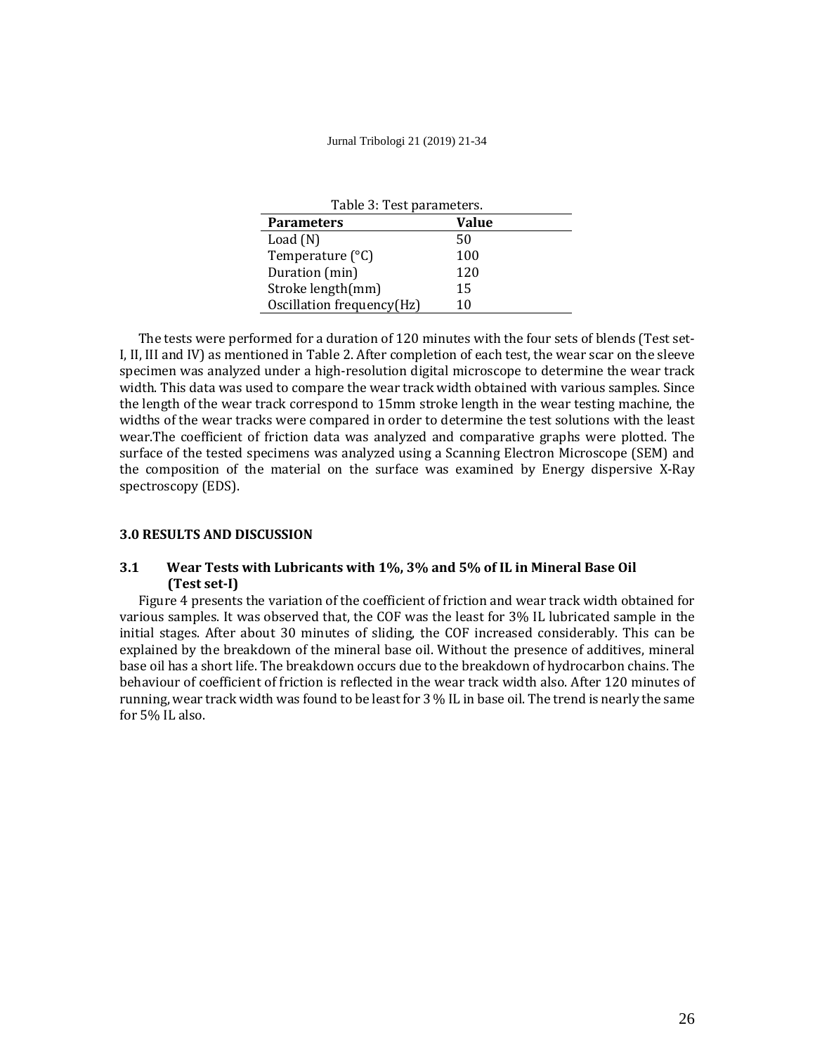Table 3: Test parameters.

| Parameters | Value |
|---|---|
| Load (N) | 50 |
| Temperature (°C) | 100 |
| Duration (min) | 120 |
| Stroke length(mm) | 15 |
| Oscillation frequency(Hz) | 10 |

The tests were performed for a duration of 120 minutes with the four sets of blends (Test set-I, II, III and IV) as mentioned in Table 2. After completion of each test, the wear scar on the sleeve specimen was analyzed under a high-resolution digital microscope to determine the wear track width. This data was used to compare the wear track width obtained with various samples. Since the length of the wear track correspond to 15mm stroke length in the wear testing machine, the widths of the wear tracks were compared in order to determine the test solutions with the least wear.The coefficient of friction data was analyzed and comparative graphs were plotted. The surface of the tested specimens was analyzed using a Scanning Electron Microscope (SEM) and the composition of the material on the surface was examined by Energy dispersive X-Ray spectroscopy (EDS).

## 3.0 RESULTS AND DISCUSSION

### 3.1 Wear Tests with Lubricants with 1%, 3% and 5% of IL in Mineral Base Oil (Test set-I)

Figure 4 presents the variation of the coefficient of friction and wear track width obtained for various samples. It was observed that, the COF was the least for 3% IL lubricated sample in the initial stages. After about 30 minutes of sliding, the COF increased considerably. This can be explained by the breakdown of the mineral base oil. Without the presence of additives, mineral base oil has a short life. The breakdown occurs due to the breakdown of hydrocarbon chains. The behaviour of coefficient of friction is reflected in the wear track width also. After 120 minutes of running, wear track width was found to be least for 3 % IL in base oil. The trend is nearly the same for 5% IL also.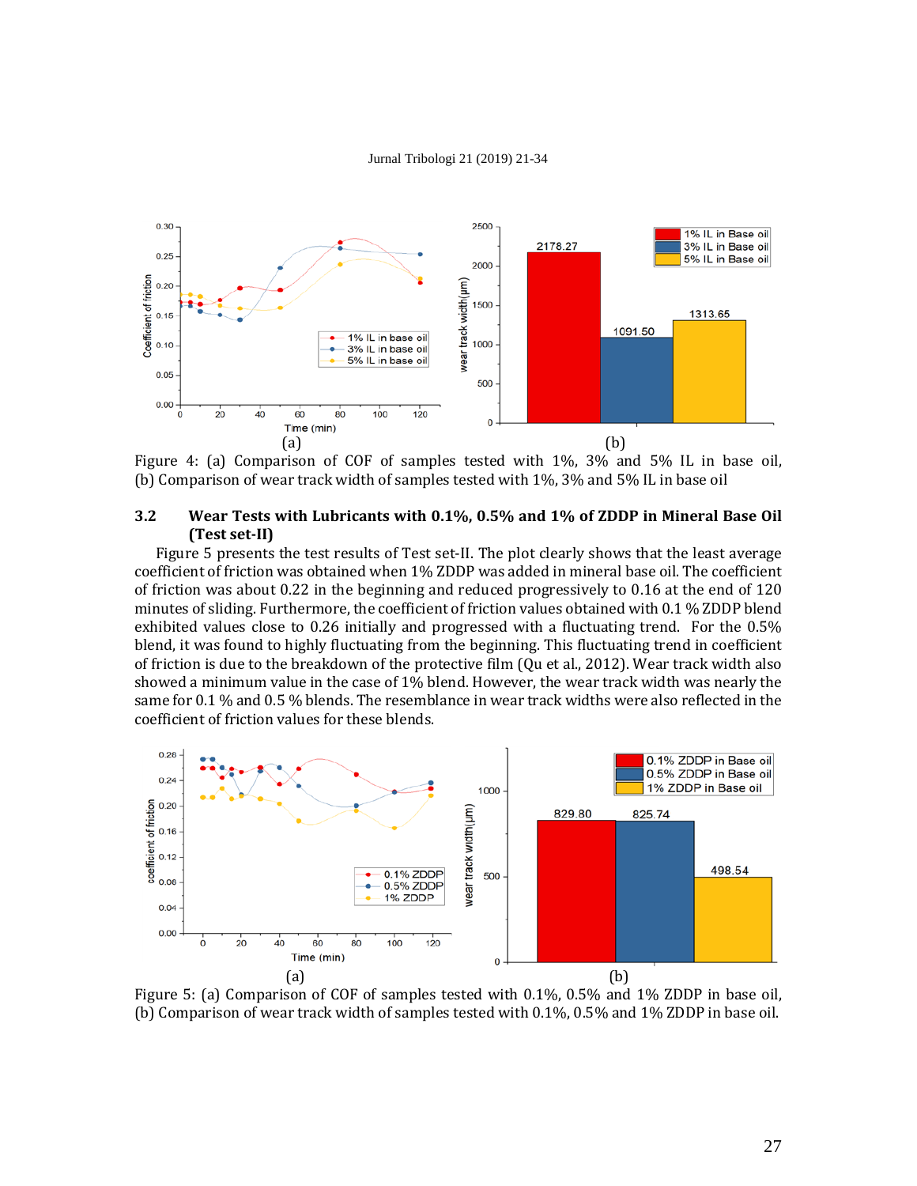Figure 4: (a) Comparison of COF of samples tested with 1%, 3% and 5% IL in base oil, (b) Comparison of wear track width of samples tested with 1%, 3% and 5% IL in base oil

### 3.2 Wear Tests with Lubricants with 0.1%, 0.5% and 1% of ZDDP in Mineral Base Oil (Test set-II)

Figure 5 presents the test results of Test set-II. The plot clearly shows that the least average coefficient of friction was obtained when 1% ZDDP was added in mineral base oil. The coefficient of friction was about 0.22 in the beginning and reduced progressively to 0.16 at the end of 120 minutes of sliding. Furthermore, the coefficient of friction values obtained with 0.1 % ZDDP blend exhibited values close to 0.26 initially and progressed with a fluctuating trend. For the 0.5% blend, it was found to highly fluctuating from the beginning. This fluctuating trend in coefficient of friction is due to the breakdown of the protective film (Qu et al., 2012). Wear track width also showed a minimum value in the case of 1% blend. However, the wear track width was nearly the same for 0.1 % and 0.5 % blends. The resemblance in wear track widths were also reflected in the coefficient of friction values for these blends.

Figure 5: (a) Comparison of COF of samples tested with 0.1%, 0.5% and 1% ZDDP in base oil, (b) Comparison of wear track width of samples tested with 0.1%, 0.5% and 1% ZDDP in base oil.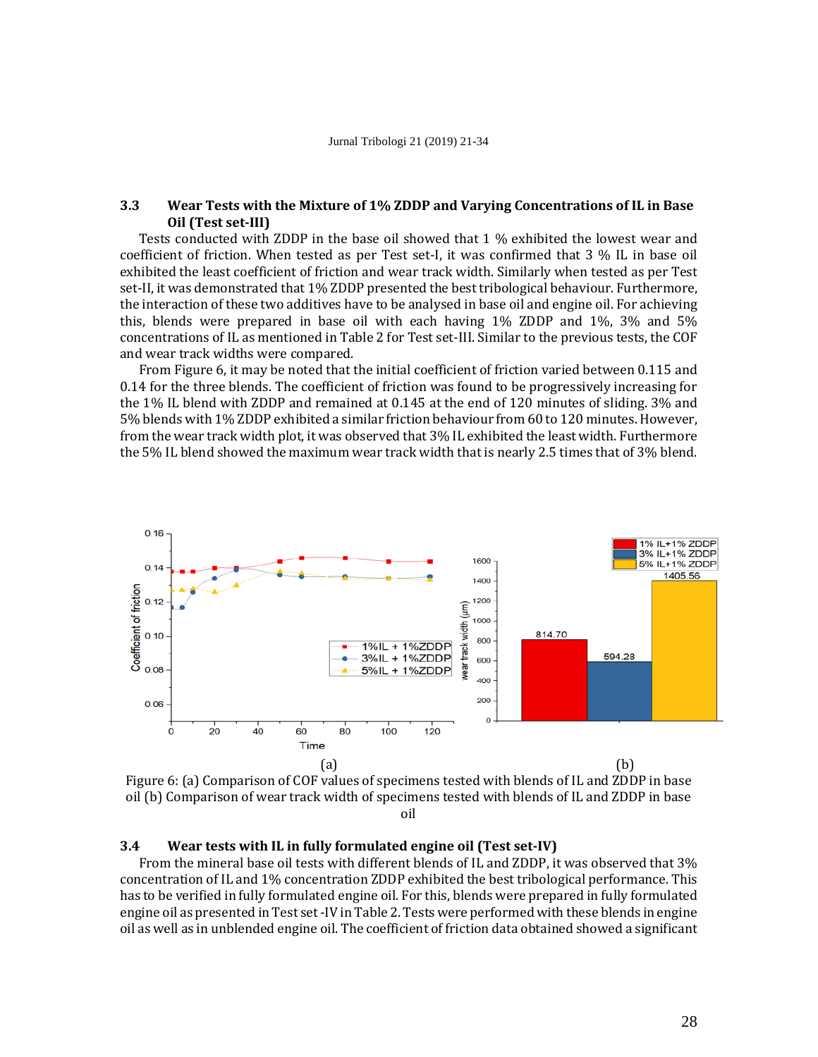### 3.3 Wear Tests with the Mixture of 1% ZDDP and Varying Concentrations of IL in Base Oil (Test set-III)

Tests conducted with ZDDP in the base oil showed that 1 % exhibited the lowest wear and coefficient of friction. When tested as per Test set-I, it was confirmed that 3 % IL in base oil exhibited the least coefficient of friction and wear track width. Similarly when tested as per Test set-II, it was demonstrated that 1% ZDDP presented the best tribological behaviour. Furthermore, the interaction of these two additives have to be analysed in base oil and engine oil. For achieving this, blends were prepared in base oil with each having 1% ZDDP and 1%, 3% and 5% concentrations of IL as mentioned in Table 2 for Test set-III. Similar to the previous tests, the COF and wear track widths were compared.

From Figure 6, it may be noted that the initial coefficient of friction varied between 0.115 and 0.14 for the three blends. The coefficient of friction was found to be progressively increasing for the 1% IL blend with ZDDP and remained at 0.145 at the end of 120 minutes of sliding. 3% and 5% blends with 1% ZDDP exhibited a similar friction behaviour from 60 to 120 minutes. However, from the wear track width plot, it was observed that 3% IL exhibited the least width. Furthermore the 5% IL blend showed the maximum wear track width that is nearly 2.5 times that of 3% blend.

(a) (b)

Figure 6: (a) Comparison of COF values of specimens tested with blends of IL and ZDDP in base oil (b) Comparison of wear track width of specimens tested with blends of IL and ZDDP in base oil

### 3.4 Wear tests with IL in fully formulated engine oil (Test set-IV)

From the mineral base oil tests with different blends of IL and ZDDP, it was observed that 3% concentration of IL and 1% concentration ZDDP exhibited the best tribological performance. This has to be verified in fully formulated engine oil. For this, blends were prepared in fully formulated engine oil as presented in Test set -IV in Table 2. Tests were performed with these blends in engine oil as well as in unblended engine oil. The coefficient of friction data obtained showed a significant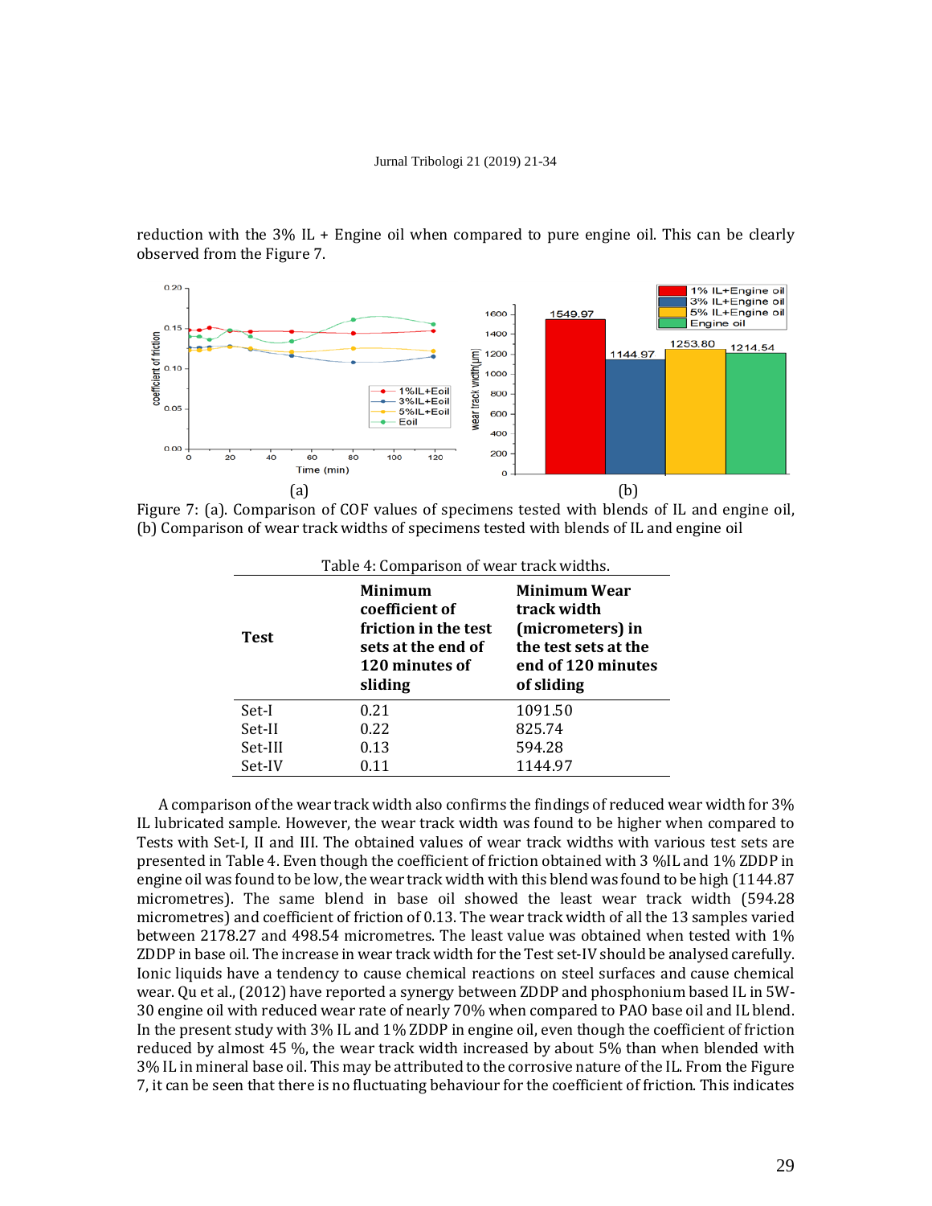reduction with the 3% IL + Engine oil when compared to pure engine oil. This can be clearly observed from the Figure 7.

Figure 7: (a). Comparison of COF values of specimens tested with blends of IL and engine oil, (b) Comparison of wear track widths of specimens tested with blends of IL and engine oil

Table 4: Comparison of wear track widths.

| Test | Minimum coefficient of friction in the test sets at the end of 120 minutes of sliding | Minimum Wear track width (micrometers) in the test sets at the end of 120 minutes of sliding |
|---|---|---|
| Set-I | 0.21 | 1091.50 |
| Set-II | 0.22 | 825.74 |
| Set-III | 0.13 | 594.28 |
| Set-IV | 0.11 | 1144.97 |

A comparison of the wear track width also confirms the findings of reduced wear width for 3% IL lubricated sample. However, the wear track width was found to be higher when compared to Tests with Set-I, II and III. The obtained values of wear track widths with various test sets are presented in Table 4. Even though the coefficient of friction obtained with 3 %IL and 1% ZDDP in engine oil was found to be low, the wear track width with this blend was found to be high (1144.87 micrometres). The same blend in base oil showed the least wear track width (594.28 micrometres) and coefficient of friction of 0.13. The wear track width of all the 13 samples varied between 2178.27 and 498.54 micrometres. The least value was obtained when tested with 1% ZDDP in base oil. The increase in wear track width for the Test set-IV should be analysed carefully. Ionic liquids have a tendency to cause chemical reactions on steel surfaces and cause chemical wear. Qu et al., (2012) have reported a synergy between ZDDP and phosphonium based IL in 5W-30 engine oil with reduced wear rate of nearly 70% when compared to PAO base oil and IL blend. In the present study with 3% IL and 1% ZDDP in engine oil, even though the coefficient of friction reduced by almost 45 %, the wear track width increased by about 5% than when blended with 3% IL in mineral base oil. This may be attributed to the corrosive nature of the IL. From the Figure 7, it can be seen that there is no fluctuating behaviour for the coefficient of friction. This indicates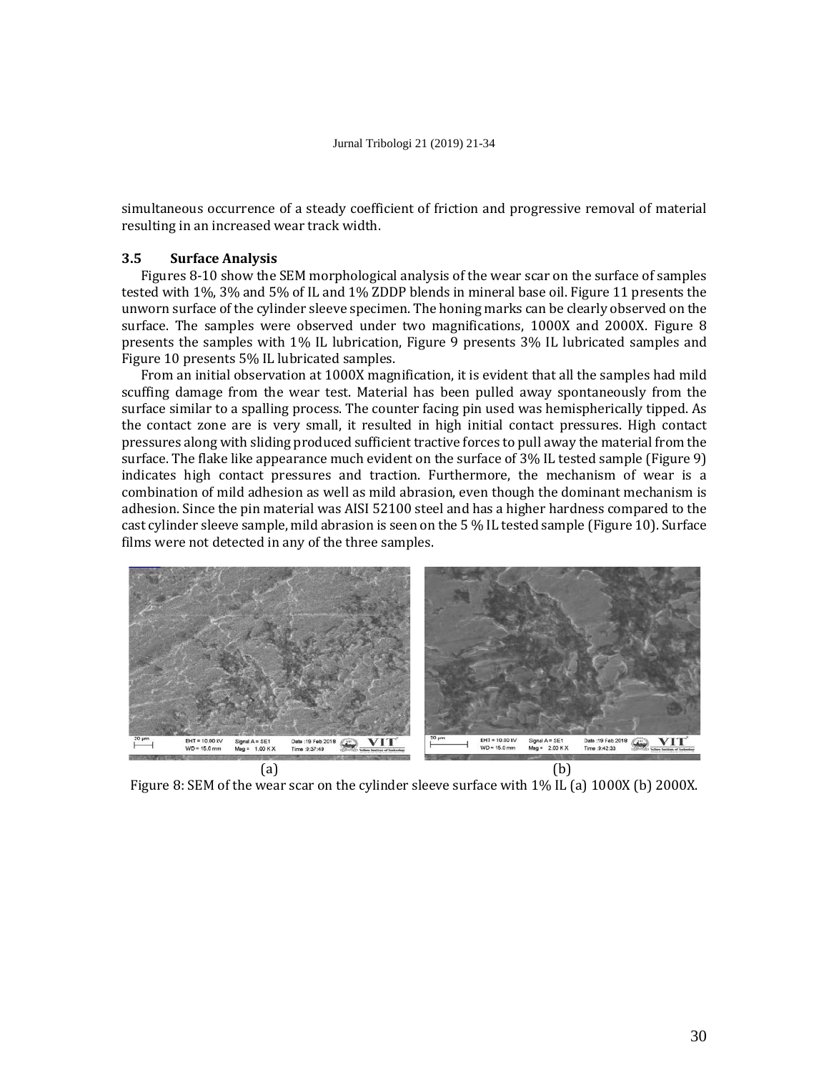simultaneous occurrence of a steady coefficient of friction and progressive removal of material resulting in an increased wear track width.

### 3.5 Surface Analysis

Figures 8-10 show the SEM morphological analysis of the wear scar on the surface of samples tested with 1%, 3% and 5% of IL and 1% ZDDP blends in mineral base oil. Figure 11 presents the unworn surface of the cylinder sleeve specimen. The honing marks can be clearly observed on the surface. The samples were observed under two magnifications, 1000X and 2000X. Figure 8 presents the samples with 1% IL lubrication, Figure 9 presents 3% IL lubricated samples and Figure 10 presents 5% IL lubricated samples.

From an initial observation at 1000X magnification, it is evident that all the samples had mild scuffing damage from the wear test. Material has been pulled away spontaneously from the surface similar to a spalling process. The counter facing pin used was hemispherically tipped. As the contact zone are is very small, it resulted in high initial contact pressures. High contact pressures along with sliding produced sufficient tractive forces to pull away the material from the surface. The flake like appearance much evident on the surface of 3% IL tested sample (Figure 9) indicates high contact pressures and traction. Furthermore, the mechanism of wear is a combination of mild adhesion as well as mild abrasion, even though the dominant mechanism is adhesion. Since the pin material was AISI 52100 steel and has a higher hardness compared to the cast cylinder sleeve sample, mild abrasion is seen on the 5 % IL tested sample (Figure 10). Surface films were not detected in any of the three samples.

(a) (b)

Figure 8: SEM of the wear scar on the cylinder sleeve surface with 1% IL (a) 1000X (b) 2000X.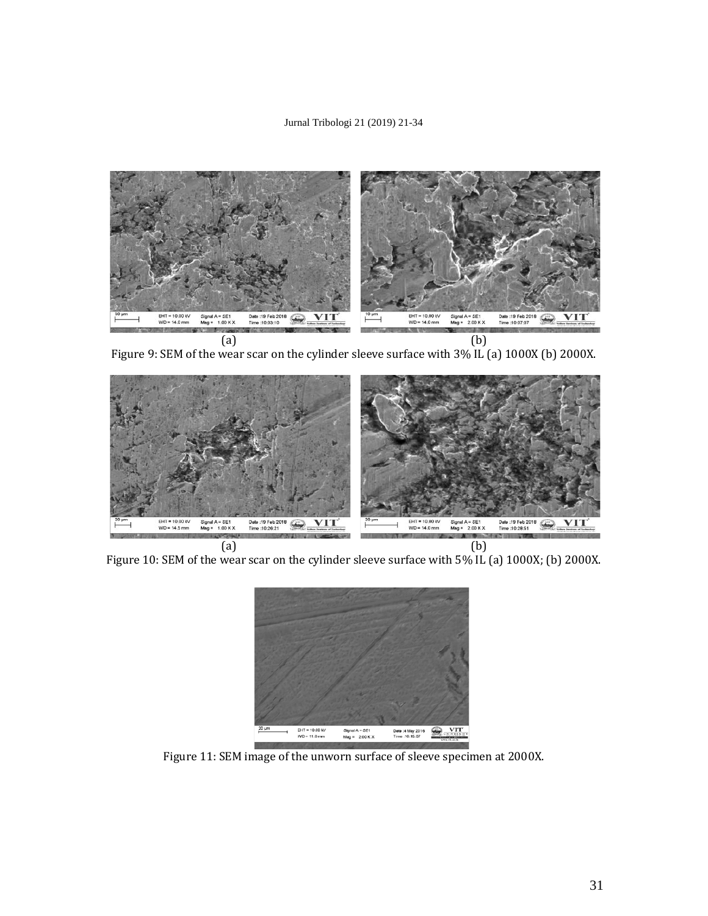(a) (b)

Figure 9: SEM of the wear scar on the cylinder sleeve surface with 3% IL (a) 1000X (b) 2000X.

(a) (b)

Figure 10: SEM of the wear scar on the cylinder sleeve surface with 5% IL (a) 1000X; (b) 2000X.

Figure 11: SEM image of the unworn surface of sleeve specimen at 2000X.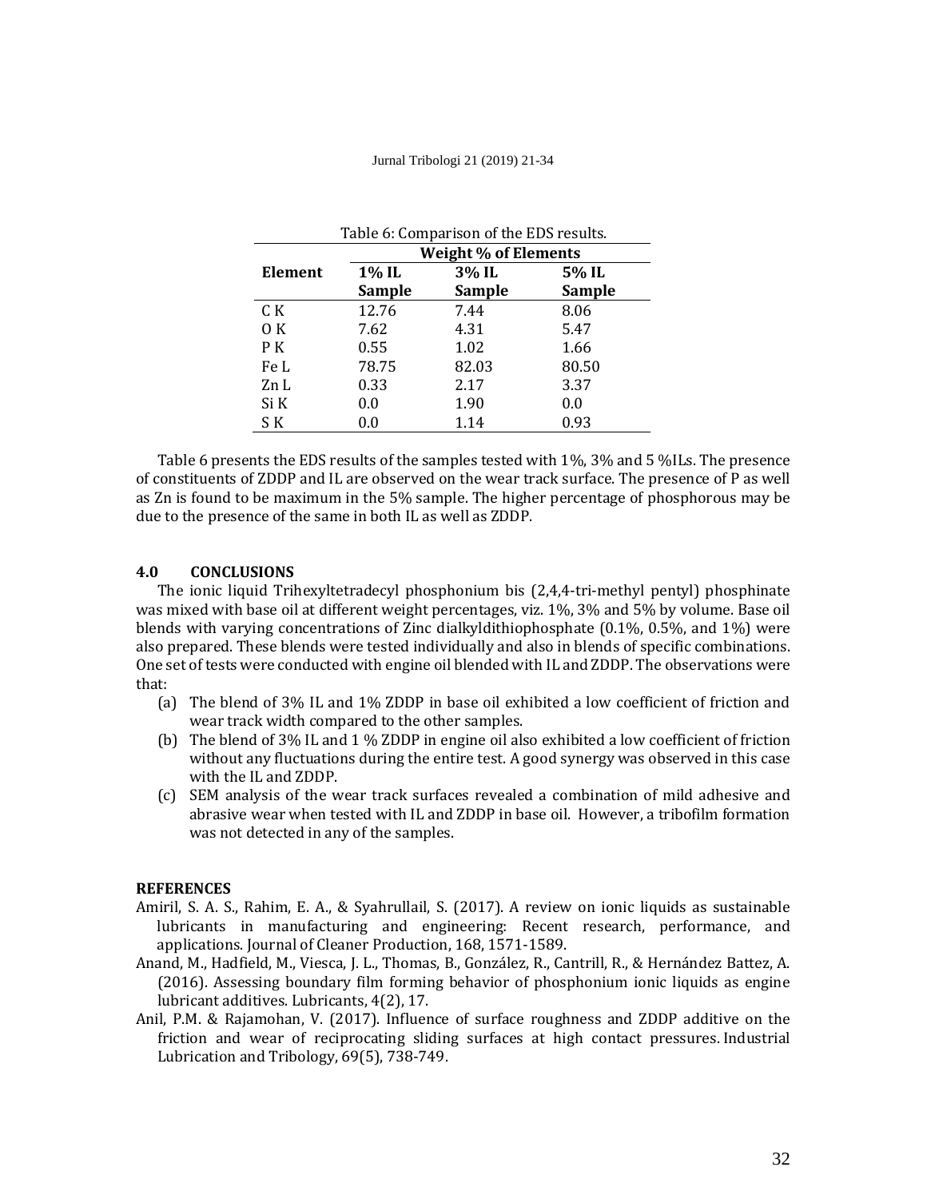Table 6: Comparison of the EDS results.

| Element | Weight % of Elements | | |
|---|---|---|---|
| | 1% IL Sample | 3% IL Sample | 5% IL Sample |
| C K | 12.76 | 7.44 | 8.06 |
| O K | 7.62 | 4.31 | 5.47 |
| P K | 0.55 | 1.02 | 1.66 |
| Fe L | 78.75 | 82.03 | 80.50 |
| Zn L | 0.33 | 2.17 | 3.37 |
| Si K | 0.0 | 1.90 | 0.0 |
| S K | 0.0 | 1.14 | 0.93 |

Table 6 presents the EDS results of the samples tested with 1%, 3% and 5 %ILs. The presence of constituents of ZDDP and IL are observed on the wear track surface. The presence of P as well as Zn is found to be maximum in the 5% sample. The higher percentage of phosphorous may be due to the presence of the same in both IL as well as ZDDP.

## 4.0 CONCLUSIONS

The ionic liquid Trihexyltetradecyl phosphonium bis (2,4,4-tri-methyl pentyl) phosphinate was mixed with base oil at different weight percentages, viz. 1%, 3% and 5% by volume. Base oil blends with varying concentrations of Zinc dialkyldithiophosphate (0.1%, 0.5%, and 1%) were also prepared. These blends were tested individually and also in blends of specific combinations. One set of tests were conducted with engine oil blended with IL and ZDDP. The observations were that:

(a) The blend of 3% IL and 1% ZDDP in base oil exhibited a low coefficient of friction and wear track width compared to the other samples.

(b) The blend of 3% IL and 1 % ZDDP in engine oil also exhibited a low coefficient of friction without any fluctuations during the entire test. A good synergy was observed in this case with the IL and ZDDP.

(c) SEM analysis of the wear track surfaces revealed a combination of mild adhesive and abrasive wear when tested with IL and ZDDP in base oil. However, a tribofilm formation was not detected in any of the samples.

## REFERENCES

Amiril, S. A. S., Rahim, E. A., & Syahrullail, S. (2017). A review on ionic liquids as sustainable lubricants in manufacturing and engineering: Recent research, performance, and applications. Journal of Cleaner Production, 168, 1571-1589.

Anand, M., Hadfield, M., Viesca, J. L., Thomas, B., González, R., Cantrill, R., & Hernández Battez, A. (2016). Assessing boundary film forming behavior of phosphonium ionic liquids as engine lubricant additives. Lubricants, 4(2), 17.

Anil, P.M. & Rajamohan, V. (2017). Influence of surface roughness and ZDDP additive on the friction and wear of reciprocating sliding surfaces at high contact pressures. Industrial Lubrication and Tribology, 69(5), 738-749.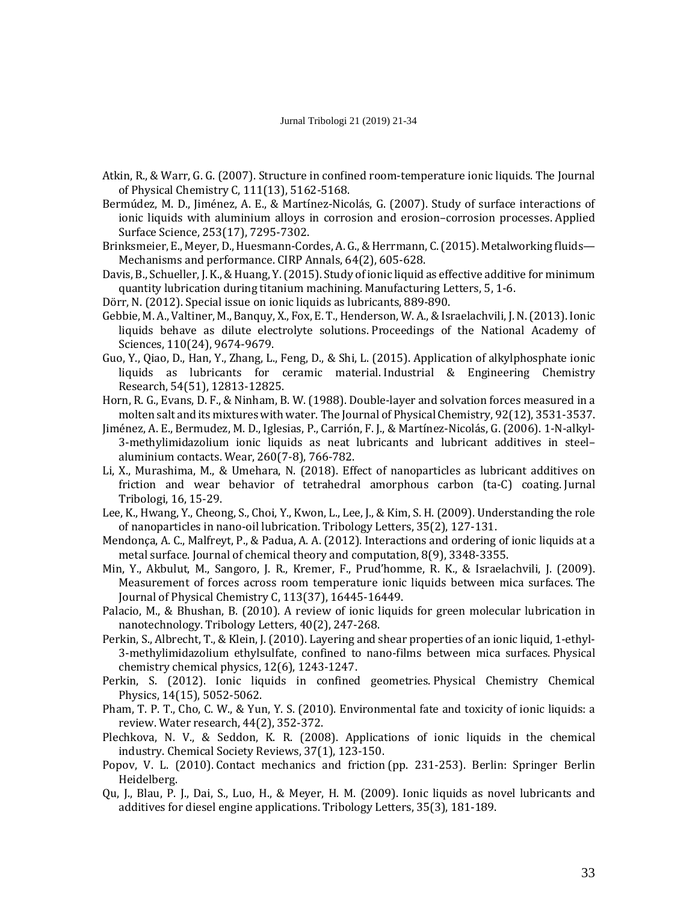Atkin, R., & Warr, G. G. (2007). Structure in confined room-temperature ionic liquids. The Journal of Physical Chemistry C, 111(13), 5162-5168.

Bermúdez, M. D., Jiménez, A. E., & Martínez-Nicolás, G. (2007). Study of surface interactions of ionic liquids with aluminium alloys in corrosion and erosion–corrosion processes. Applied Surface Science, 253(17), 7295-7302.

Brinksmeier, E., Meyer, D., Huesmann-Cordes, A. G., & Herrmann, C. (2015). Metalworking fluids—Mechanisms and performance. CIRP Annals, 64(2), 605-628.

Davis, B., Schueller, J. K., & Huang, Y. (2015). Study of ionic liquid as effective additive for minimum quantity lubrication during titanium machining. Manufacturing Letters, 5, 1-6.

Dörr, N. (2012). Special issue on ionic liquids as lubricants, 889-890.

Gebbie, M. A., Valtiner, M., Banquy, X., Fox, E. T., Henderson, W. A., & Israelachvili, J. N. (2013). Ionic liquids behave as dilute electrolyte solutions. Proceedings of the National Academy of Sciences, 110(24), 9674-9679.

Guo, Y., Qiao, D., Han, Y., Zhang, L., Feng, D., & Shi, L. (2015). Application of alkylphosphate ionic liquids as lubricants for ceramic material. Industrial & Engineering Chemistry Research, 54(51), 12813-12825.

Horn, R. G., Evans, D. F., & Ninham, B. W. (1988). Double-layer and solvation forces measured in a molten salt and its mixtures with water. The Journal of Physical Chemistry, 92(12), 3531-3537.

Jiménez, A. E., Bermudez, M. D., Iglesias, P., Carrión, F. J., & Martínez-Nicolás, G. (2006). 1-N-alkyl-3-methylimidazolium ionic liquids as neat lubricants and lubricant additives in steel–aluminium contacts. Wear, 260(7-8), 766-782.

Li, X., Murashima, M., & Umehara, N. (2018). Effect of nanoparticles as lubricant additives on friction and wear behavior of tetrahedral amorphous carbon (ta-C) coating. Jurnal Tribologi, 16, 15-29.

Lee, K., Hwang, Y., Cheong, S., Choi, Y., Kwon, L., Lee, J., & Kim, S. H. (2009). Understanding the role of nanoparticles in nano-oil lubrication. Tribology Letters, 35(2), 127-131.

Mendonça, A. C., Malfreyt, P., & Padua, A. A. (2012). Interactions and ordering of ionic liquids at a metal surface. Journal of chemical theory and computation, 8(9), 3348-3355.

Min, Y., Akbulut, M., Sangoro, J. R., Kremer, F., Prud'homme, R. K., & Israelachvili, J. (2009). Measurement of forces across room temperature ionic liquids between mica surfaces. The Journal of Physical Chemistry C, 113(37), 16445-16449.

Palacio, M., & Bhushan, B. (2010). A review of ionic liquids for green molecular lubrication in nanotechnology. Tribology Letters, 40(2), 247-268.

Perkin, S., Albrecht, T., & Klein, J. (2010). Layering and shear properties of an ionic liquid, 1-ethyl-3-methylimidazolium ethylsulfate, confined to nano-films between mica surfaces. Physical chemistry chemical physics, 12(6), 1243-1247.

Perkin, S. (2012). Ionic liquids in confined geometries. Physical Chemistry Chemical Physics, 14(15), 5052-5062.

Pham, T. P. T., Cho, C. W., & Yun, Y. S. (2010). Environmental fate and toxicity of ionic liquids: a review. Water research, 44(2), 352-372.

Plechkova, N. V., & Seddon, K. R. (2008). Applications of ionic liquids in the chemical industry. Chemical Society Reviews, 37(1), 123-150.

Popov, V. L. (2010). Contact mechanics and friction (pp. 231-253). Berlin: Springer Berlin Heidelberg.

Qu, J., Blau, P. J., Dai, S., Luo, H., & Meyer, H. M. (2009). Ionic liquids as novel lubricants and additives for diesel engine applications. Tribology Letters, 35(3), 181-189.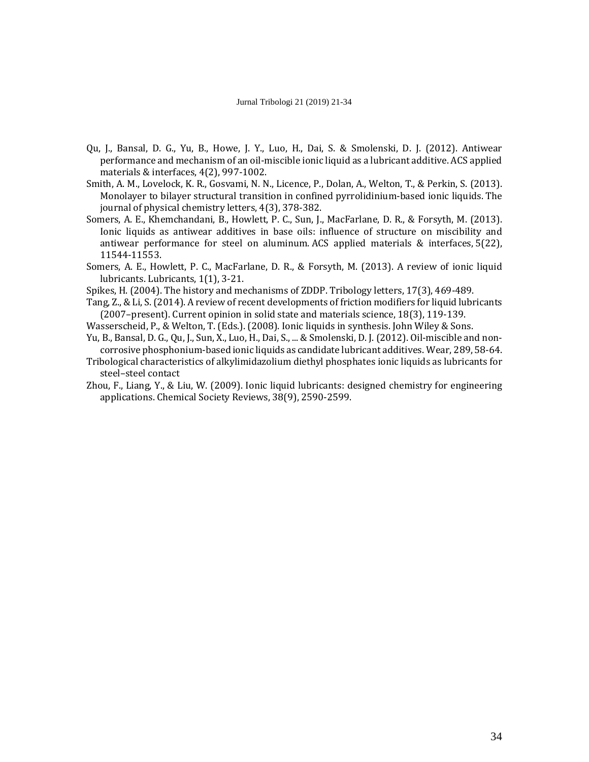Qu, J., Bansal, D. G., Yu, B., Howe, J. Y., Luo, H., Dai, S. & Smolenski, D. J. (2012). Antiwear performance and mechanism of an oil-miscible ionic liquid as a lubricant additive. ACS applied materials & interfaces, 4(2), 997-1002.

Smith, A. M., Lovelock, K. R., Gosvami, N. N., Licence, P., Dolan, A., Welton, T., & Perkin, S. (2013). Monolayer to bilayer structural transition in confined pyrrolidinium-based ionic liquids. The journal of physical chemistry letters, 4(3), 378-382.

Somers, A. E., Khemchandani, B., Howlett, P. C., Sun, J., MacFarlane, D. R., & Forsyth, M. (2013). Ionic liquids as antiwear additives in base oils: influence of structure on miscibility and antiwear performance for steel on aluminum. ACS applied materials & interfaces, 5(22), 11544-11553.

Somers, A. E., Howlett, P. C., MacFarlane, D. R., & Forsyth, M. (2013). A review of ionic liquid lubricants. Lubricants, 1(1), 3-21.

Spikes, H. (2004). The history and mechanisms of ZDDP. Tribology letters, 17(3), 469-489.

Tang, Z., & Li, S. (2014). A review of recent developments of friction modifiers for liquid lubricants (2007–present). Current opinion in solid state and materials science, 18(3), 119-139.

Wasserscheid, P., & Welton, T. (Eds.). (2008). Ionic liquids in synthesis. John Wiley & Sons.

Yu, B., Bansal, D. G., Qu, J., Sun, X., Luo, H., Dai, S., ... & Smolenski, D. J. (2012). Oil-miscible and non-corrosive phosphonium-based ionic liquids as candidate lubricant additives. Wear, 289, 58-64.

Tribological characteristics of alkylimidazolium diethyl phosphates ionic liquids as lubricants for steel–steel contact

Zhou, F., Liang, Y., & Liu, W. (2009). Ionic liquid lubricants: designed chemistry for engineering applications. Chemical Society Reviews, 38(9), 2590-2599.